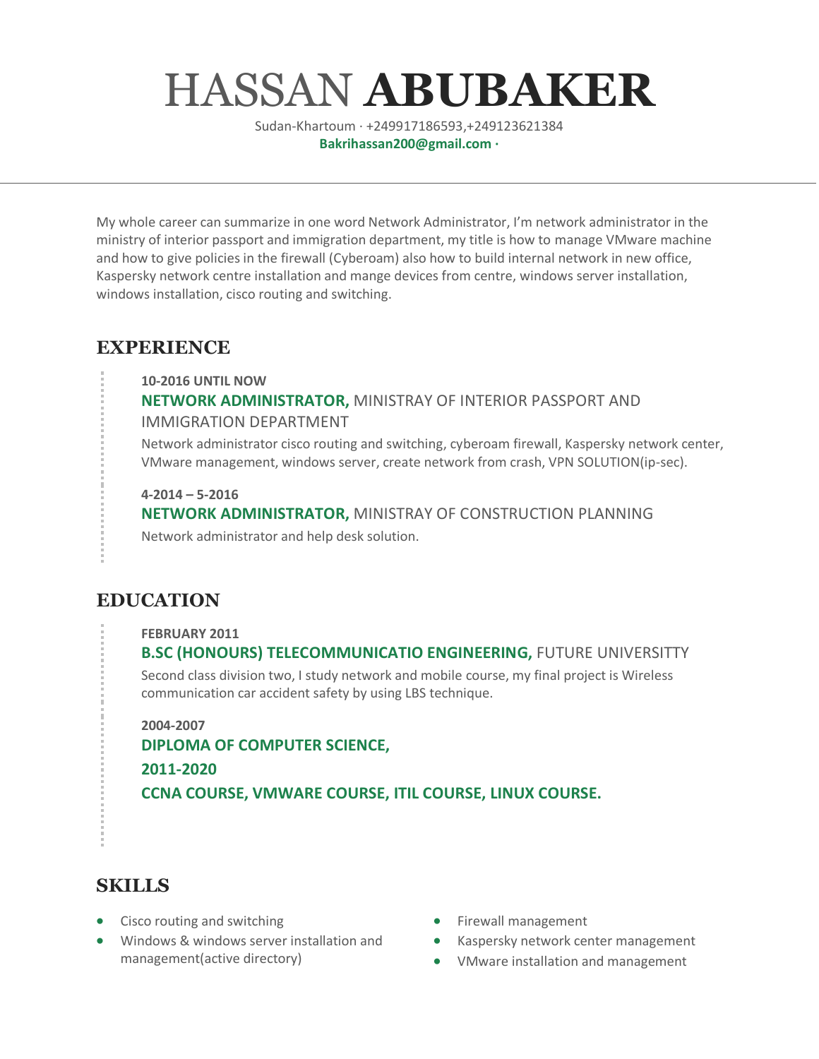# HASSAN **ABUBAKER**

Sudan-Khartoum · +249917186593,+249123621384
**Bakrihassan200@gmail.com ·**

---

My whole career can summarize in one word Network Administrator, I'm network administrator in the ministry of interior passport and immigration department, my title is how to manage VMware machine and how to give policies in the firewall (Cyberoam) also how to build internal network in new office, Kaspersky network centre installation and mange devices from centre, windows server installation, windows installation, cisco routing and switching.

## EXPERIENCE

**10-2016 UNTIL NOW**

**NETWORK ADMINISTRATOR,** MINISTRAY OF INTERIOR PASSPORT AND IMMIGRATION DEPARTMENT

Network administrator cisco routing and switching, cyberoam firewall, Kaspersky network center, VMware management, windows server, create network from crash, VPN SOLUTION(ip-sec).

**4-2014 – 5-2016**

**NETWORK ADMINISTRATOR,** MINISTRAY OF CONSTRUCTION PLANNING

Network administrator and help desk solution.

## EDUCATION

**FEBRUARY 2011**

**B.SC (HONOURS) TELECOMMUNICATIO ENGINEERING,** FUTURE UNIVERSITTY

Second class division two, I study network and mobile course, my final project is Wireless communication car accident safety by using LBS technique.

**2004-2007**

**DIPLOMA OF COMPUTER SCIENCE,**

**2011-2020**

**CCNA COURSE, VMWARE COURSE, ITIL COURSE, LINUX COURSE.**

## SKILLS

- Cisco routing and switching
- Windows & windows server installation and management(active directory)
- Firewall management
- Kaspersky network center management
- VMware installation and management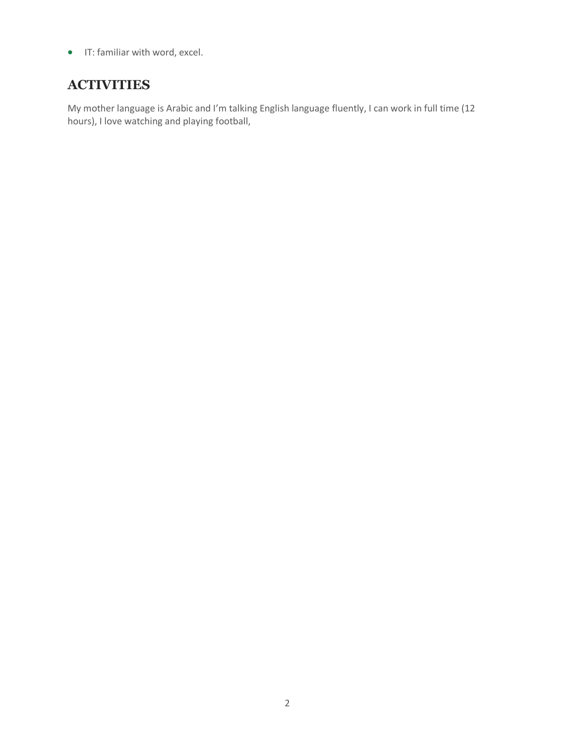- IT: familiar with word, excel.

## ACTIVITIES

My mother language is Arabic and I'm talking English language fluently, I can work in full time (12 hours), I love watching and playing football,